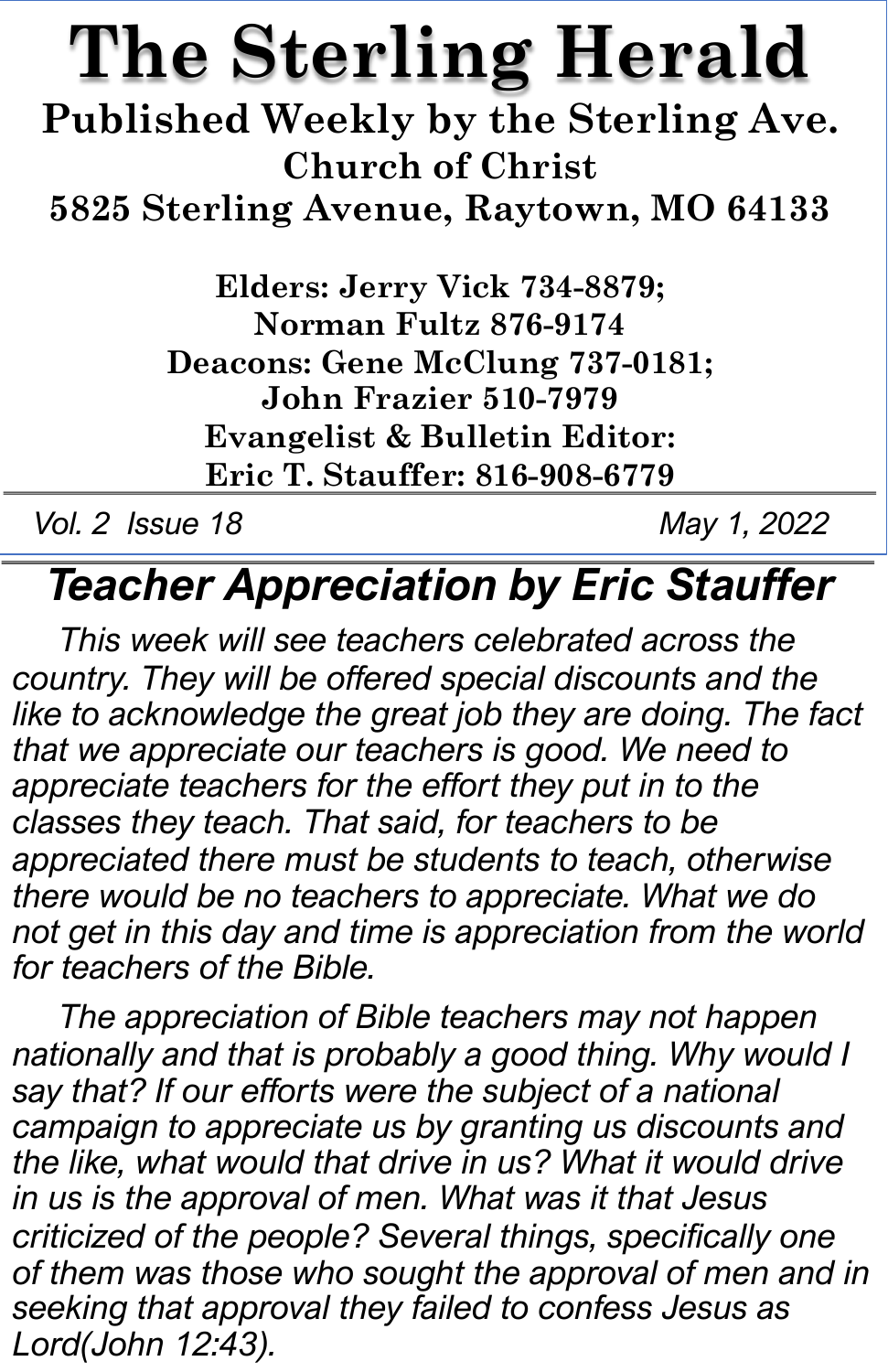# The Sterling Herald

**Published Weekly by the Sterling Ave. Church of Christ**
**5825 Sterling Avenue, Raytown, MO 64133**

**Elders: Jerry Vick 734-8879; Norman Fultz 876-9174**
**Deacons: Gene McClung 737-0181; John Frazier 510-7979**
**Evangelist & Bulletin Editor: Eric T. Stauffer: 816-908-6779**

*Vol. 2 Issue 18* *May 1, 2022*

## *Teacher Appreciation by Eric Stauffer*

*This week will see teachers celebrated across the country. They will be offered special discounts and the like to acknowledge the great job they are doing. The fact that we appreciate our teachers is good. We need to appreciate teachers for the effort they put in to the classes they teach. That said, for teachers to be appreciated there must be students to teach, otherwise there would be no teachers to appreciate. What we do not get in this day and time is appreciation from the world for teachers of the Bible.*

*The appreciation of Bible teachers may not happen nationally and that is probably a good thing. Why would I say that? If our efforts were the subject of a national campaign to appreciate us by granting us discounts and the like, what would that drive in us? What it would drive in us is the approval of men. What was it that Jesus criticized of the people? Several things, specifically one of them was those who sought the approval of men and in seeking that approval they failed to confess Jesus as Lord(John 12:43).*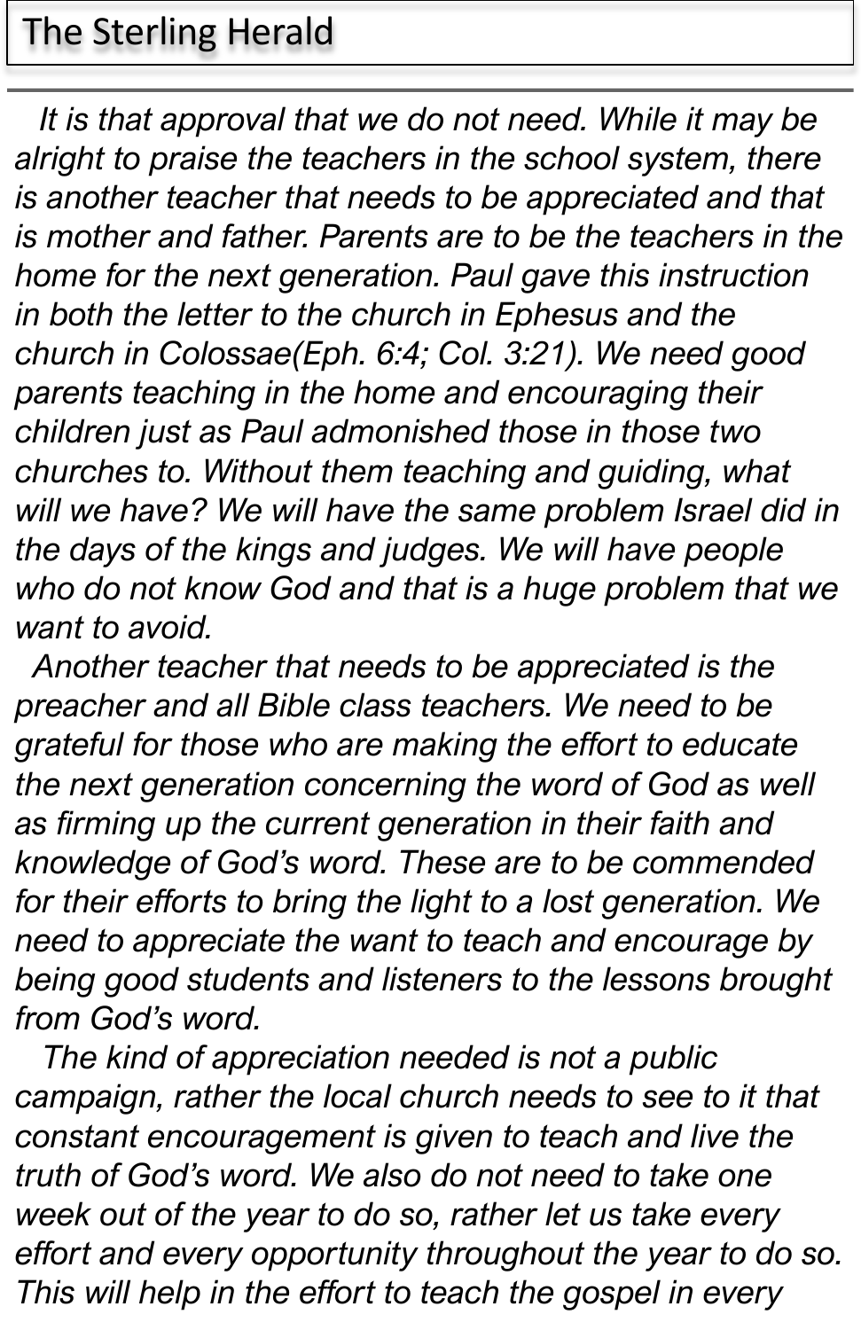*It is that approval that we do not need. While it may be alright to praise the teachers in the school system, there is another teacher that needs to be appreciated and that is mother and father. Parents are to be the teachers in the home for the next generation. Paul gave this instruction in both the letter to the church in Ephesus and the church in Colossae(Eph. 6:4; Col. 3:21). We need good parents teaching in the home and encouraging their children just as Paul admonished those in those two churches to. Without them teaching and guiding, what will we have? We will have the same problem Israel did in the days of the kings and judges. We will have people who do not know God and that is a huge problem that we want to avoid.*

*Another teacher that needs to be appreciated is the preacher and all Bible class teachers. We need to be grateful for those who are making the effort to educate the next generation concerning the word of God as well as firming up the current generation in their faith and knowledge of God's word. These are to be commended for their efforts to bring the light to a lost generation. We need to appreciate the want to teach and encourage by being good students and listeners to the lessons brought from God's word.*

*The kind of appreciation needed is not a public campaign, rather the local church needs to see to it that constant encouragement is given to teach and live the truth of God's word. We also do not need to take one week out of the year to do so, rather let us take every effort and every opportunity throughout the year to do so. This will help in the effort to teach the gospel in every*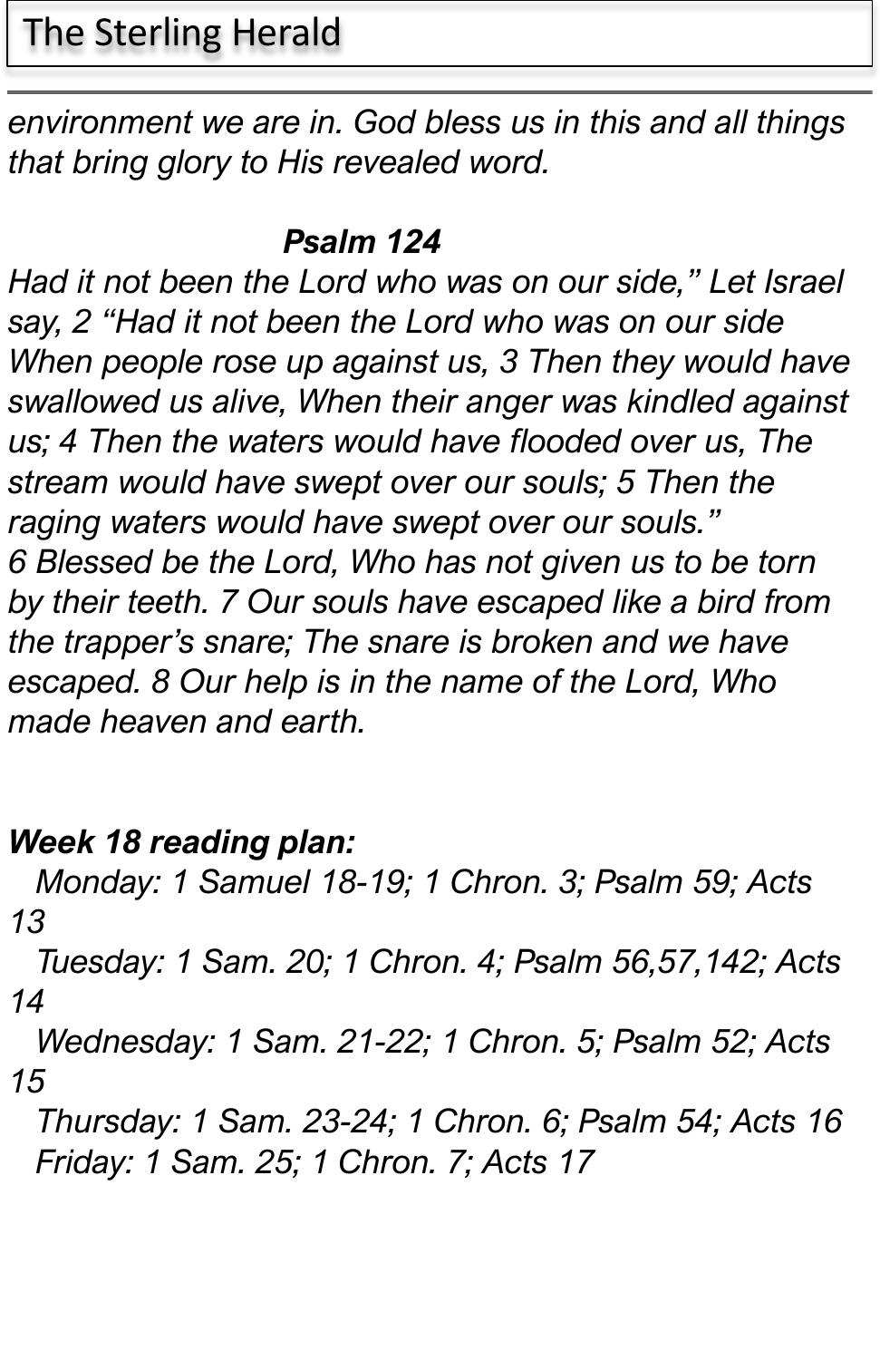*environment we are in. God bless us in this and all things that bring glory to His revealed word.*

### *Psalm 124*

*Had it not been the Lord who was on our side," Let Israel say, 2 "Had it not been the Lord who was on our side When people rose up against us, 3 Then they would have swallowed us alive, When their anger was kindled against us; 4 Then the waters would have flooded over us, The stream would have swept over our souls; 5 Then the raging waters would have swept over our souls."*
*6 Blessed be the Lord, Who has not given us to be torn by their teeth. 7 Our souls have escaped like a bird from the trapper's snare; The snare is broken and we have escaped. 8 Our help is in the name of the Lord, Who made heaven and earth.*

***Week 18 reading plan:***

*Monday: 1 Samuel 18-19; 1 Chron. 3; Psalm 59; Acts 13*
*Tuesday: 1 Sam. 20; 1 Chron. 4; Psalm 56,57,142; Acts 14*
*Wednesday: 1 Sam. 21-22; 1 Chron. 5; Psalm 52; Acts 15*
*Thursday: 1 Sam. 23-24; 1 Chron. 6; Psalm 54; Acts 16*
*Friday: 1 Sam. 25; 1 Chron. 7; Acts 17*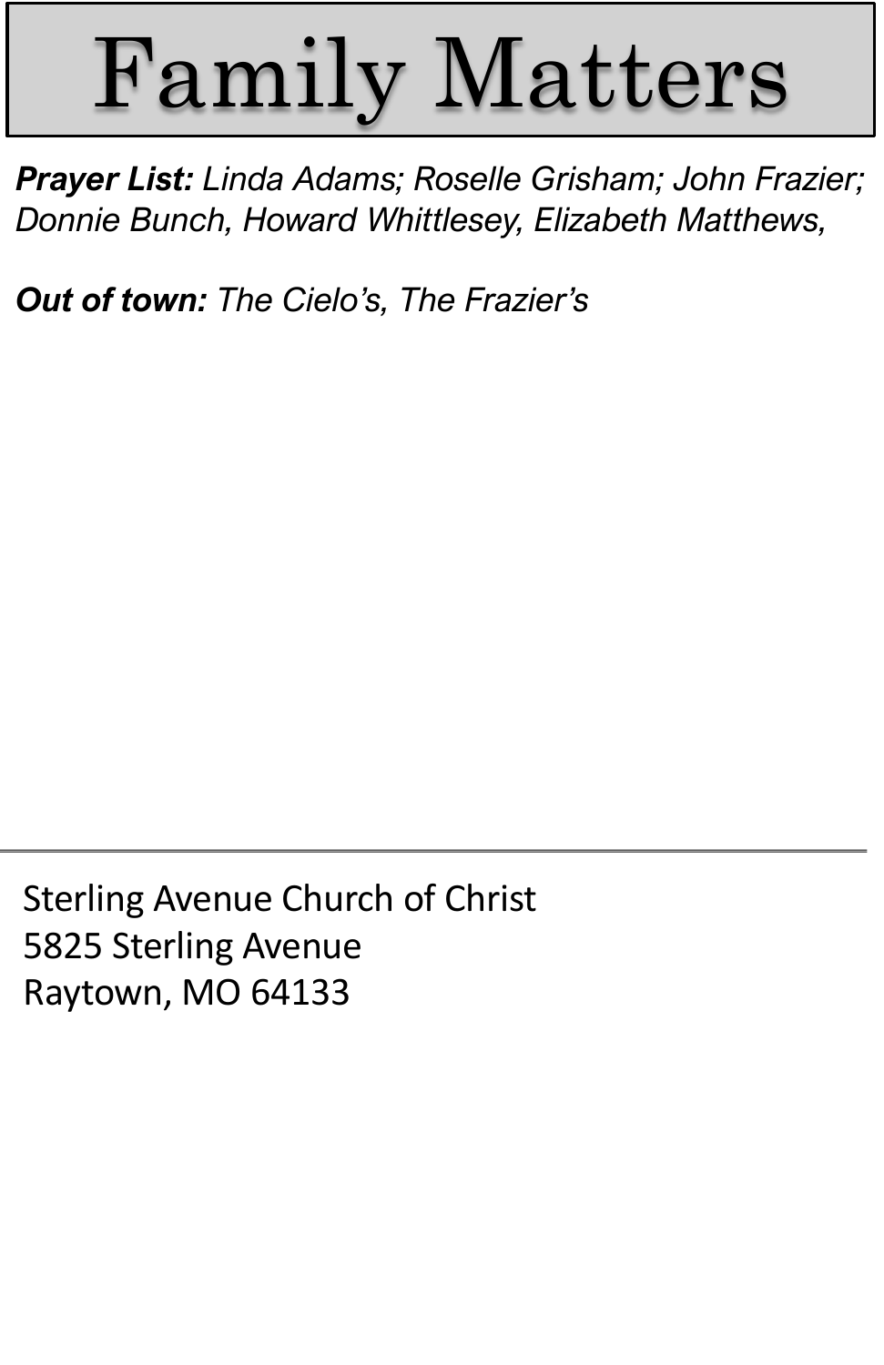# Family Matters

***Prayer List:*** *Linda Adams; Roselle Grisham; John Frazier; Donnie Bunch, Howard Whittlesey, Elizabeth Matthews,*

***Out of town:*** *The Cielo's, The Frazier's*

---

Sterling Avenue Church of Christ
5825 Sterling Avenue
Raytown, MO 64133